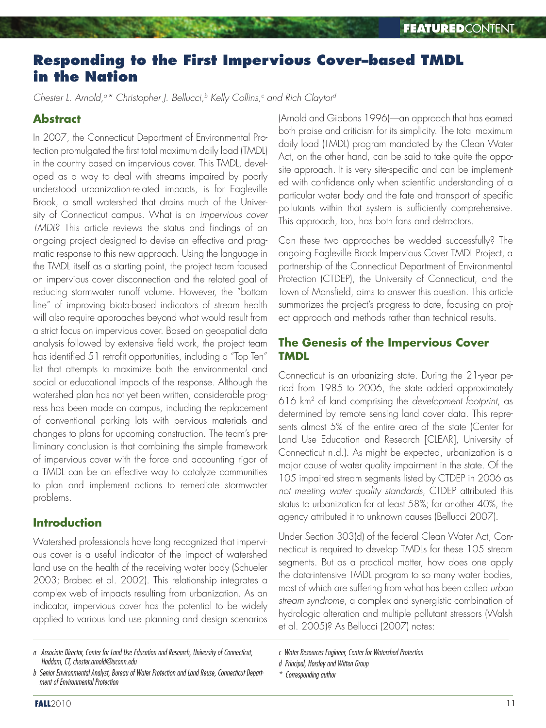# Responding to the First Impervious Cover–based TMDL in the Nation

*Chester L. Arnold,[a]\* Christopher J. Bellucci,[b] Kelly Collins,[c] and Rich Claytor[d]*

## Abstract

In 2007, the Connecticut Department of Environmental Protection promulgated the first total maximum daily load (TMDL) in the country based on impervious cover. This TMDL, developed as a way to deal with streams impaired by poorly understood urbanization-related impacts, is for Eagleville Brook, a small watershed that drains much of the University of Connecticut campus. What is an *impervious cover TMDL*? This article reviews the status and findings of an ongoing project designed to devise an effective and pragmatic response to this new approach. Using the language in the TMDL itself as a starting point, the project team focused on impervious cover disconnection and the related goal of reducing stormwater runoff volume. However, the "bottom line" of improving biota-based indicators of stream health will also require approaches beyond what would result from a strict focus on impervious cover. Based on geospatial data analysis followed by extensive field work, the project team has identified 51 retrofit opportunities, including a "Top Ten" list that attempts to maximize both the environmental and social or educational impacts of the response. Although the watershed plan has not yet been written, considerable progress has been made on campus, including the replacement of conventional parking lots with pervious materials and changes to plans for upcoming construction. The team's preliminary conclusion is that combining the simple framework of impervious cover with the force and accounting rigor of a TMDL can be an effective way to catalyze communities to plan and implement actions to remediate stormwater problems.

## Introduction

Watershed professionals have long recognized that impervious cover is a useful indicator of the impact of watershed land use on the health of the receiving water body (Schueler 2003; Brabec et al. 2002). This relationship integrates a complex web of impacts resulting from urbanization. As an indicator, impervious cover has the potential to be widely applied to various land use planning and design scenarios (Arnold and Gibbons 1996)—an approach that has earned both praise and criticism for its simplicity. The total maximum daily load (TMDL) program mandated by the Clean Water Act, on the other hand, can be said to take quite the opposite approach. It is very site-specific and can be implemented with confidence only when scientific understanding of a particular water body and the fate and transport of specific pollutants within that system is sufficiently comprehensive. This approach, too, has both fans and detractors.

Can these two approaches be wedded successfully? The ongoing Eagleville Brook Impervious Cover TMDL Project, a partnership of the Connecticut Department of Environmental Protection (CTDEP), the University of Connecticut, and the Town of Mansfield, aims to answer this question. This article summarizes the project's progress to date, focusing on project approach and methods rather than technical results.

## The Genesis of the Impervious Cover TMDL

Connecticut is an urbanizing state. During the 21-year period from 1985 to 2006, the state added approximately 616 km$^2$ of land comprising the *development footprint*, as determined by remote sensing land cover data. This represents almost 5% of the entire area of the state (Center for Land Use Education and Research [CLEAR], University of Connecticut n.d.). As might be expected, urbanization is a major cause of water quality impairment in the state. Of the 105 impaired stream segments listed by CTDEP in 2006 as *not meeting water quality standards*, CTDEP attributed this status to urbanization for at least 58%; for another 40%, the agency attributed it to unknown causes (Bellucci 2007).

Under Section 303(d) of the federal Clean Water Act, Connecticut is required to develop TMDLs for these 105 stream segments. But as a practical matter, how does one apply the data-intensive TMDL program to so many water bodies, most of which are suffering from what has been called *urban stream syndrome*, a complex and synergistic combination of hydrologic alteration and multiple pollutant stressors (Walsh et al. 2005)? As Bellucci (2007) notes:

---

*a Associate Director, Center for Land Use Education and Research, University of Connecticut, Haddam, CT, chester.arnold@uconn.edu*

*b Senior Environmental Analyst, Bureau of Water Protection and Land Reuse, Connecticut Department of Environmental Protection*

*c Water Resources Engineer, Center for Watershed Protection*

*d Principal, Horsley and Witten Group*

*\* Corresponding author*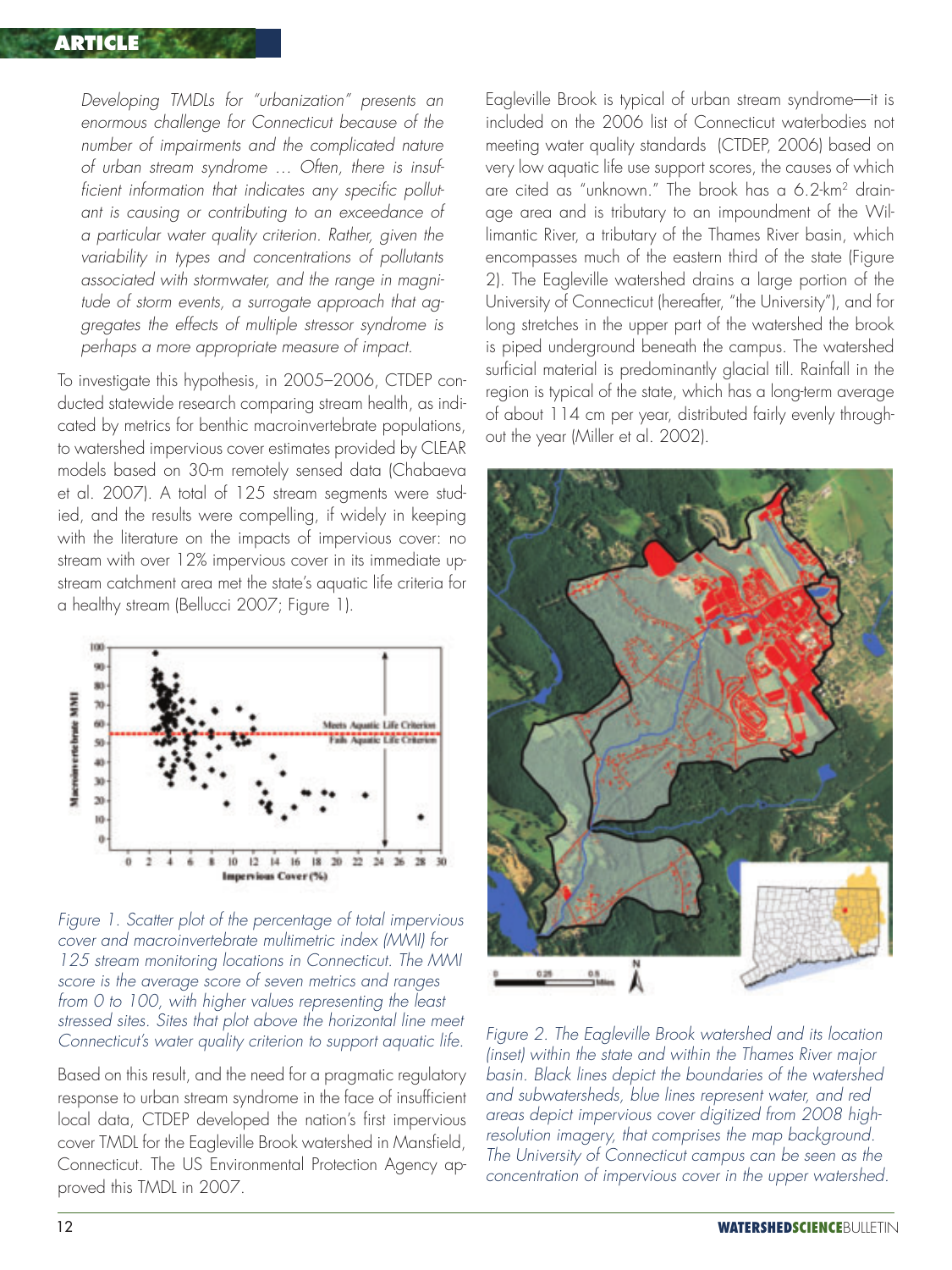> *Developing TMDLs for "urbanization" presents an enormous challenge for Connecticut because of the number of impairments and the complicated nature of urban stream syndrome … Often, there is insufficient information that indicates any specific pollutant is causing or contributing to an exceedance of a particular water quality criterion. Rather, given the variability in types and concentrations of pollutants associated with stormwater, and the range in magnitude of storm events, a surrogate approach that aggregates the effects of multiple stressor syndrome is perhaps a more appropriate measure of impact.*

To investigate this hypothesis, in 2005–2006, CTDEP conducted statewide research comparing stream health, as indicated by metrics for benthic macroinvertebrate populations, to watershed impervious cover estimates provided by CLEAR models based on 30-m remotely sensed data (Chabaeva et al. 2007). A total of 125 stream segments were studied, and the results were compelling, if widely in keeping with the literature on the impacts of impervious cover: no stream with over 12% impervious cover in its immediate upstream catchment area met the state's aquatic life criteria for a healthy stream (Bellucci 2007; Figure 1).

*Figure 1. Scatter plot of the percentage of total impervious cover and macroinvertebrate multimetric index (MMI) for 125 stream monitoring locations in Connecticut. The MMI score is the average score of seven metrics and ranges from 0 to 100, with higher values representing the least stressed sites. Sites that plot above the horizontal line meet Connecticut's water quality criterion to support aquatic life.*

Based on this result, and the need for a pragmatic regulatory response to urban stream syndrome in the face of insufficient local data, CTDEP developed the nation's first impervious cover TMDL for the Eagleville Brook watershed in Mansfield, Connecticut. The US Environmental Protection Agency approved this TMDL in 2007.

Eagleville Brook is typical of urban stream syndrome—it is included on the 2006 list of Connecticut waterbodies not meeting water quality standards (CTDEP, 2006) based on very low aquatic life use support scores, the causes of which are cited as "unknown." The brook has a 6.2-km$^2$ drainage area and is tributary to an impoundment of the Willimantic River, a tributary of the Thames River basin, which encompasses much of the eastern third of the state (Figure 2). The Eagleville watershed drains a large portion of the University of Connecticut (hereafter, "the University"), and for long stretches in the upper part of the watershed the brook is piped underground beneath the campus. The watershed surficial material is predominantly glacial till. Rainfall in the region is typical of the state, which has a long-term average of about 114 cm per year, distributed fairly evenly throughout the year (Miller et al. 2002).

*Figure 2. The Eagleville Brook watershed and its location (inset) within the state and within the Thames River major basin. Black lines depict the boundaries of the watershed and subwatersheds, blue lines represent water, and red areas depict impervious cover digitized from 2008 high-resolution imagery, that comprises the map background. The University of Connecticut campus can be seen as the concentration of impervious cover in the upper watershed.*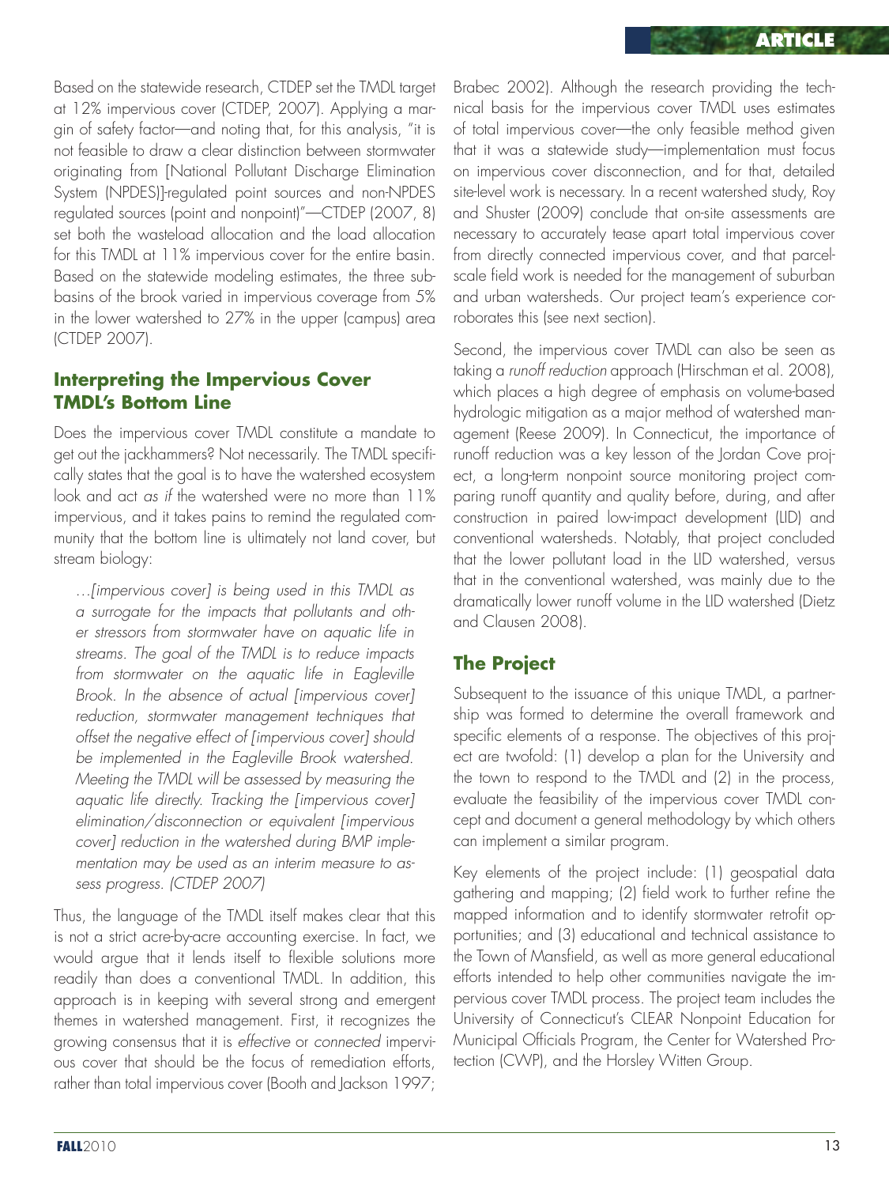Based on the statewide research, CTDEP set the TMDL target at 12% impervious cover (CTDEP, 2007). Applying a margin of safety factor—and noting that, for this analysis, "it is not feasible to draw a clear distinction between stormwater originating from [National Pollutant Discharge Elimination System (NPDES)]-regulated point sources and non-NPDES regulated sources (point and nonpoint)"—CTDEP (2007, 8) set both the wasteload allocation and the load allocation for this TMDL at 11% impervious cover for the entire basin. Based on the statewide modeling estimates, the three subbasins of the brook varied in impervious coverage from 5% in the lower watershed to 27% in the upper (campus) area (CTDEP 2007).

## Interpreting the Impervious Cover TMDL's Bottom Line

Does the impervious cover TMDL constitute a mandate to get out the jackhammers? Not necessarily. The TMDL specifically states that the goal is to have the watershed ecosystem look and act *as if* the watershed were no more than 11% impervious, and it takes pains to remind the regulated community that the bottom line is ultimately not land cover, but stream biology:

> *…[impervious cover] is being used in this TMDL as a surrogate for the impacts that pollutants and other stressors from stormwater have on aquatic life in streams. The goal of the TMDL is to reduce impacts from stormwater on the aquatic life in Eagleville Brook. In the absence of actual [impervious cover] reduction, stormwater management techniques that offset the negative effect of [impervious cover] should be implemented in the Eagleville Brook watershed. Meeting the TMDL will be assessed by measuring the aquatic life directly. Tracking the [impervious cover] elimination/disconnection or equivalent [impervious cover] reduction in the watershed during BMP implementation may be used as an interim measure to assess progress. (CTDEP 2007)*

Thus, the language of the TMDL itself makes clear that this is not a strict acre-by-acre accounting exercise. In fact, we would argue that it lends itself to flexible solutions more readily than does a conventional TMDL. In addition, this approach is in keeping with several strong and emergent themes in watershed management. First, it recognizes the growing consensus that it is *effective* or *connected* impervious cover that should be the focus of remediation efforts, rather than total impervious cover (Booth and Jackson 1997; Brabec 2002). Although the research providing the technical basis for the impervious cover TMDL uses estimates of total impervious cover—the only feasible method given that it was a statewide study—implementation must focus on impervious cover disconnection, and for that, detailed site-level work is necessary. In a recent watershed study, Roy and Shuster (2009) conclude that on-site assessments are necessary to accurately tease apart total impervious cover from directly connected impervious cover, and that parcel-scale field work is needed for the management of suburban and urban watersheds. Our project team's experience corroborates this (see next section).

Second, the impervious cover TMDL can also be seen as taking a *runoff reduction* approach (Hirschman et al. 2008), which places a high degree of emphasis on volume-based hydrologic mitigation as a major method of watershed management (Reese 2009). In Connecticut, the importance of runoff reduction was a key lesson of the Jordan Cove project, a long-term nonpoint source monitoring project comparing runoff quantity and quality before, during, and after construction in paired low-impact development (LID) and conventional watersheds. Notably, that project concluded that the lower pollutant load in the LID watershed, versus that in the conventional watershed, was mainly due to the dramatically lower runoff volume in the LID watershed (Dietz and Clausen 2008).

## The Project

Subsequent to the issuance of this unique TMDL, a partnership was formed to determine the overall framework and specific elements of a response. The objectives of this project are twofold: (1) develop a plan for the University and the town to respond to the TMDL and (2) in the process, evaluate the feasibility of the impervious cover TMDL concept and document a general methodology by which others can implement a similar program.

Key elements of the project include: (1) geospatial data gathering and mapping; (2) field work to further refine the mapped information and to identify stormwater retrofit opportunities; and (3) educational and technical assistance to the Town of Mansfield, as well as more general educational efforts intended to help other communities navigate the impervious cover TMDL process. The project team includes the University of Connecticut's CLEAR Nonpoint Education for Municipal Officials Program, the Center for Watershed Protection (CWP), and the Horsley Witten Group.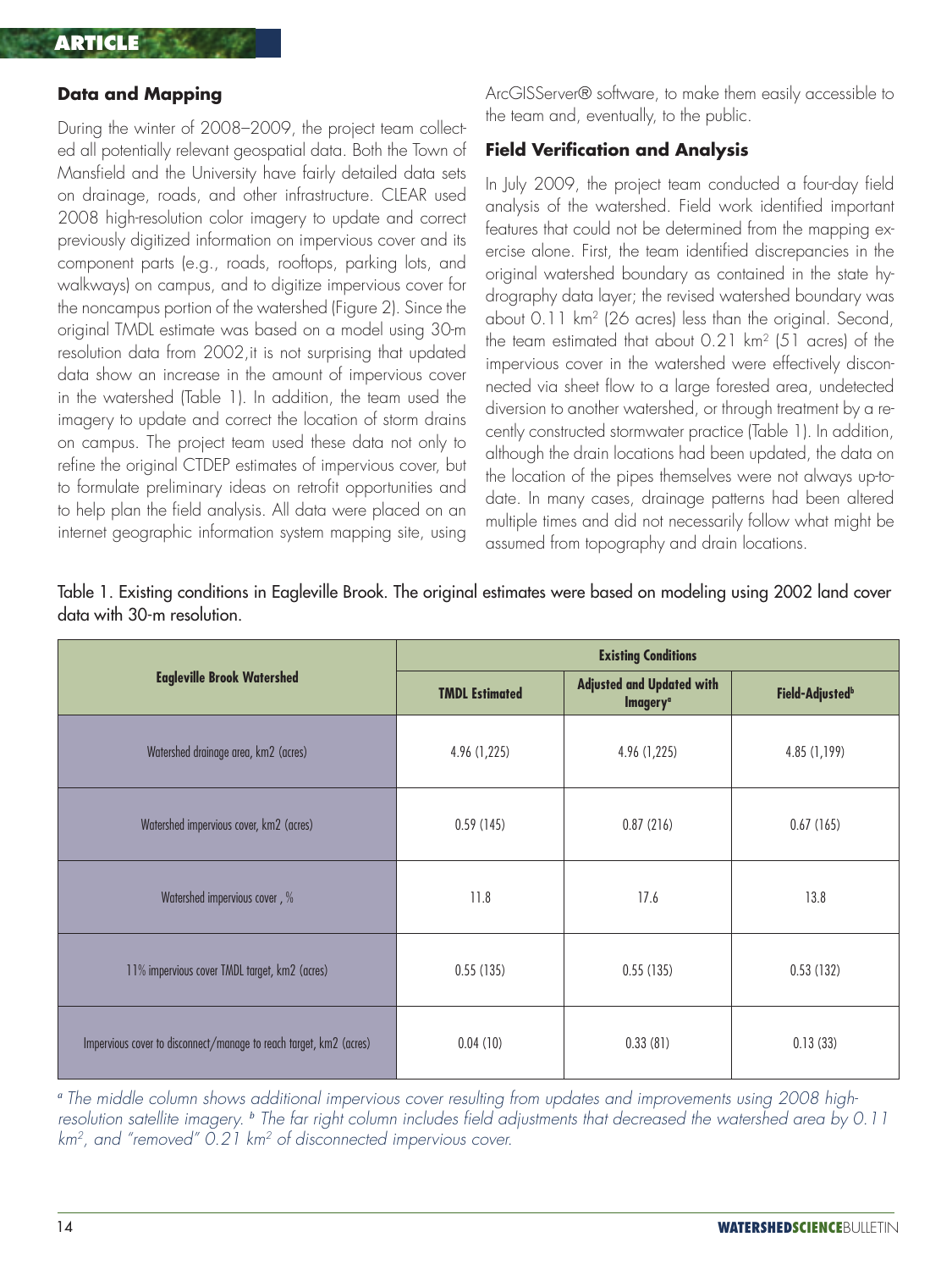## Data and Mapping

During the winter of 2008–2009, the project team collected all potentially relevant geospatial data. Both the Town of Mansfield and the University have fairly detailed data sets on drainage, roads, and other infrastructure. CLEAR used 2008 high-resolution color imagery to update and correct previously digitized information on impervious cover and its component parts (e.g., roads, rooftops, parking lots, and walkways) on campus, and to digitize impervious cover for the noncampus portion of the watershed (Figure 2). Since the original TMDL estimate was based on a model using 30-m resolution data from 2002,it is not surprising that updated data show an increase in the amount of impervious cover in the watershed (Table 1). In addition, the team used the imagery to update and correct the location of storm drains on campus. The project team used these data not only to refine the original CTDEP estimates of impervious cover, but to formulate preliminary ideas on retrofit opportunities and to help plan the field analysis. All data were placed on an internet geographic information system mapping site, using ArcGISServer® software, to make them easily accessible to the team and, eventually, to the public.

## Field Verification and Analysis

In July 2009, the project team conducted a four-day field analysis of the watershed. Field work identified important features that could not be determined from the mapping exercise alone. First, the team identified discrepancies in the original watershed boundary as contained in the state hydrography data layer; the revised watershed boundary was about 0.11 km$^2$ (26 acres) less than the original. Second, the team estimated that about 0.21 km$^2$ (51 acres) of the impervious cover in the watershed were effectively disconnected via sheet flow to a large forested area, undetected diversion to another watershed, or through treatment by a recently constructed stormwater practice (Table 1). In addition, although the drain locations had been updated, the data on the location of the pipes themselves were not always up-to-date. In many cases, drainage patterns had been altered multiple times and did not necessarily follow what might be assumed from topography and drain locations.

Table 1. Existing conditions in Eagleville Brook. The original estimates were based on modeling using 2002 land cover data with 30-m resolution.

| Eagleville Brook Watershed | Existing Conditions | | |
|---|---|---|---|
| | TMDL Estimated | Adjusted and Updated with Imagery[a] | Field-Adjusted[b] |
| Watershed drainage area, km2 (acres) | 4.96 (1,225) | 4.96 (1,225) | 4.85 (1,199) |
| Watershed impervious cover, km2 (acres) | 0.59 (145) | 0.87 (216) | 0.67 (165) |
| Watershed impervious cover , % | 11.8 | 17.6 | 13.8 |
| 11% impervious cover TMDL target, km2 (acres) | 0.55 (135) | 0.55 (135) | 0.53 (132) |
| Impervious cover to disconnect/manage to reach target, km2 (acres) | 0.04 (10) | 0.33 (81) | 0.13 (33) |

*[a] The middle column shows additional impervious cover resulting from updates and improvements using 2008 high-resolution satellite imagery. [b] The far right column includes field adjustments that decreased the watershed area by 0.11 km$^2$, and "removed" 0.21 km$^2$ of disconnected impervious cover.*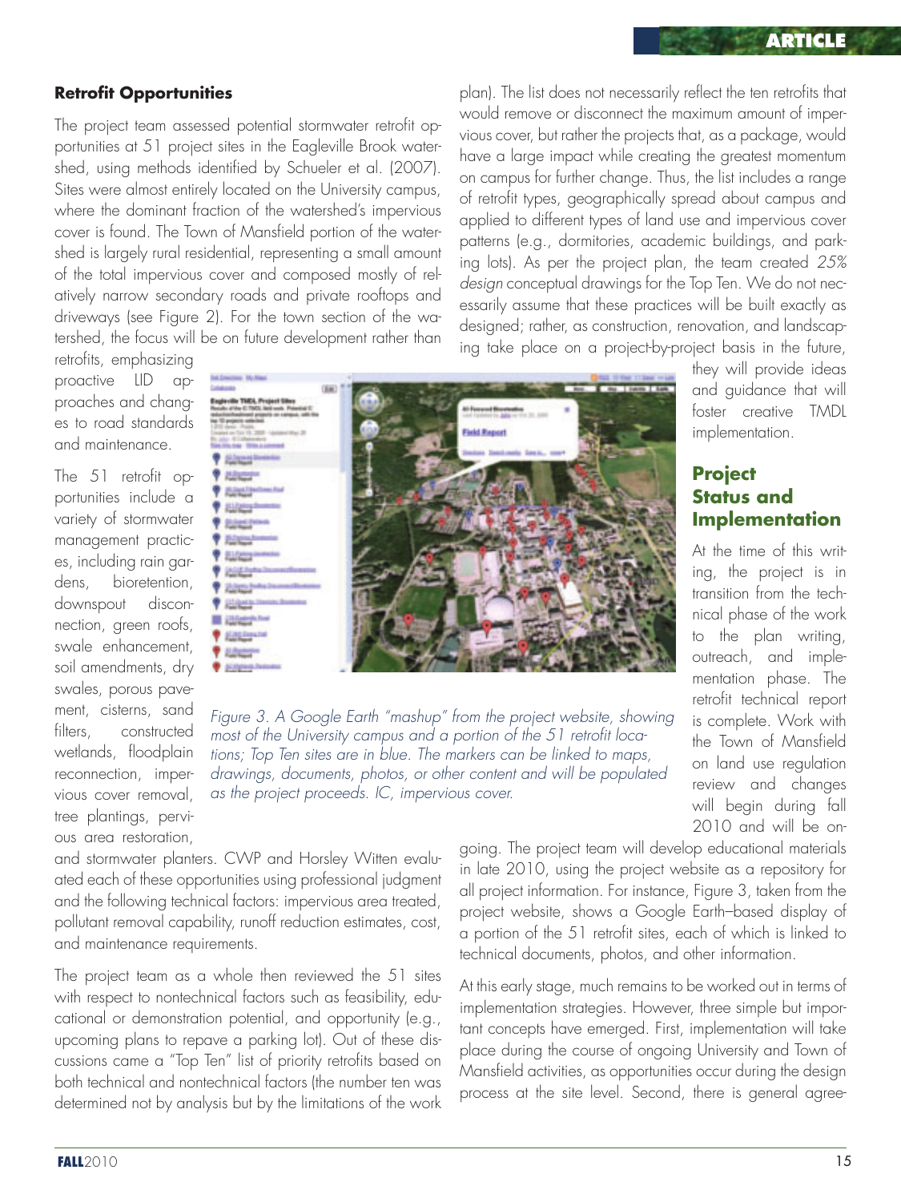## Retrofit Opportunities

The project team assessed potential stormwater retrofit opportunities at 51 project sites in the Eagleville Brook watershed, using methods identified by Schueler et al. (2007). Sites were almost entirely located on the University campus, where the dominant fraction of the watershed's impervious cover is found. The Town of Mansfield portion of the watershed is largely rural residential, representing a small amount of the total impervious cover and composed mostly of relatively narrow secondary roads and private rooftops and driveways (see Figure 2). For the town section of the watershed, the focus will be on future development rather than retrofits, emphasizing proactive LID approaches and changes to road standards and maintenance.

The 51 retrofit opportunities include a variety of stormwater management practices, including rain gardens, bioretention, downspout disconnection, green roofs, swale enhancement, soil amendments, dry swales, porous pavement, cisterns, sand filters, constructed wetlands, floodplain reconnection, impervious cover removal, tree plantings, pervious area restoration, and stormwater planters. CWP and Horsley Witten evaluated each of these opportunities using professional judgment and the following technical factors: impervious area treated, pollutant removal capability, runoff reduction estimates, cost, and maintenance requirements.

*Figure 3. A Google Earth "mashup" from the project website, showing most of the University campus and a portion of the 51 retrofit locations; Top Ten sites are in blue. The markers can be linked to maps, drawings, documents, photos, or other content and will be populated as the project proceeds. IC, impervious cover.*

The project team as a whole then reviewed the 51 sites with respect to nontechnical factors such as feasibility, educational or demonstration potential, and opportunity (e.g., upcoming plans to repave a parking lot). Out of these discussions came a "Top Ten" list of priority retrofits based on both technical and nontechnical factors (the number ten was determined not by analysis but by the limitations of the work plan). The list does not necessarily reflect the ten retrofits that would remove or disconnect the maximum amount of impervious cover, but rather the projects that, as a package, would have a large impact while creating the greatest momentum on campus for further change. Thus, the list includes a range of retrofit types, geographically spread about campus and applied to different types of land use and impervious cover patterns (e.g., dormitories, academic buildings, and parking lots). As per the project plan, the team created *25% design* conceptual drawings for the Top Ten. We do not necessarily assume that these practices will be built exactly as designed; rather, as construction, renovation, and landscaping take place on a project-by-project basis in the future, they will provide ideas and guidance that will foster creative TMDL implementation.

## Project Status and Implementation

At the time of this writing, the project is in transition from the technical phase of the work to the plan writing, outreach, and implementation phase. The retrofit technical report is complete. Work with the Town of Mansfield on land use regulation review and changes will begin during fall 2010 and will be ongoing. The project team will develop educational materials in late 2010, using the project website as a repository for all project information. For instance, Figure 3, taken from the project website, shows a Google Earth–based display of a portion of the 51 retrofit sites, each of which is linked to technical documents, photos, and other information.

At this early stage, much remains to be worked out in terms of implementation strategies. However, three simple but important concepts have emerged. First, implementation will take place during the course of ongoing University and Town of Mansfield activities, as opportunities occur during the design process at the site level. Second, there is general agree-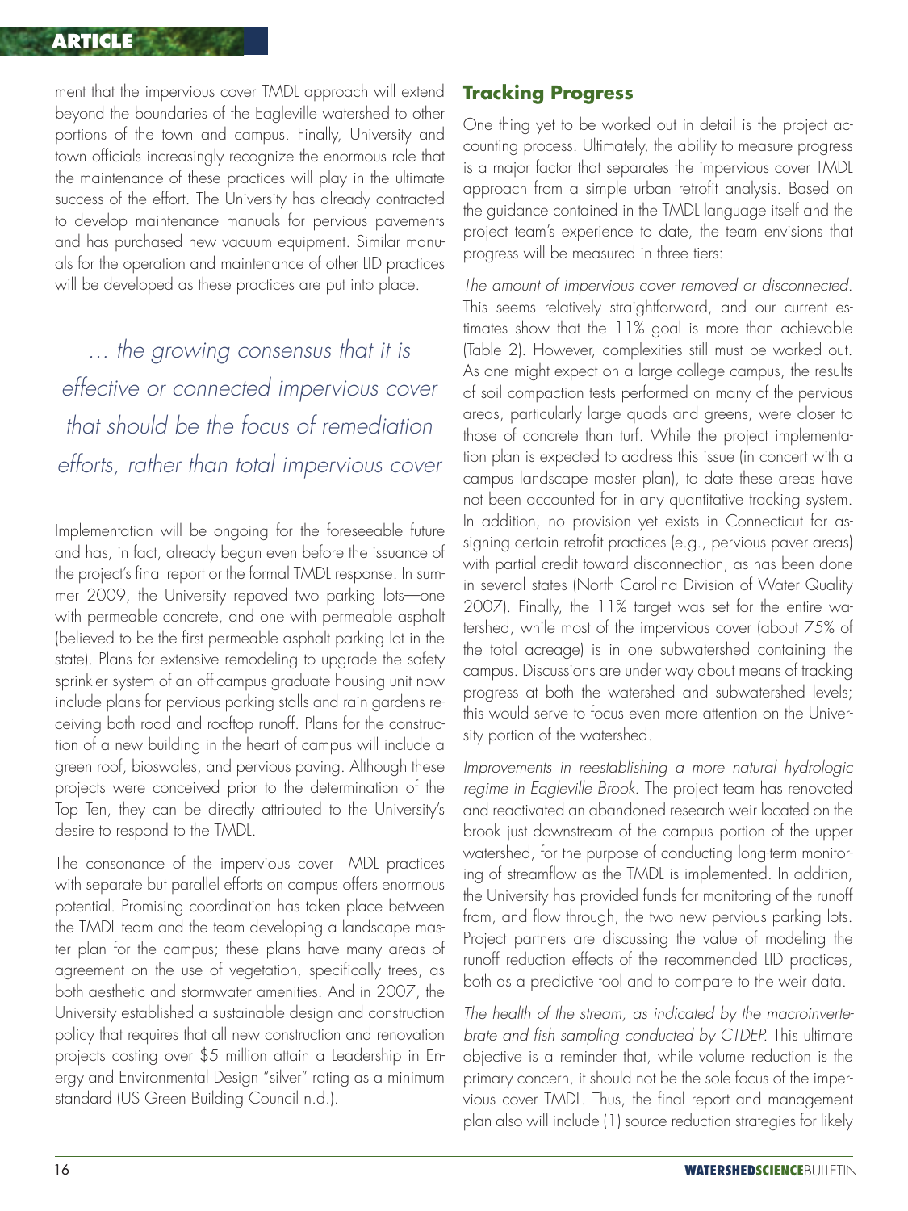ment that the impervious cover TMDL approach will extend beyond the boundaries of the Eagleville watershed to other portions of the town and campus. Finally, University and town officials increasingly recognize the enormous role that the maintenance of these practices will play in the ultimate success of the effort. The University has already contracted to develop maintenance manuals for pervious pavements and has purchased new vacuum equipment. Similar manuals for the operation and maintenance of other LID practices will be developed as these practices are put into place.

> *… the growing consensus that it is effective or connected impervious cover that should be the focus of remediation efforts, rather than total impervious cover*

Implementation will be ongoing for the foreseeable future and has, in fact, already begun even before the issuance of the project's final report or the formal TMDL response. In summer 2009, the University repaved two parking lots—one with permeable concrete, and one with permeable asphalt (believed to be the first permeable asphalt parking lot in the state). Plans for extensive remodeling to upgrade the safety sprinkler system of an off-campus graduate housing unit now include plans for pervious parking stalls and rain gardens receiving both road and rooftop runoff. Plans for the construction of a new building in the heart of campus will include a green roof, bioswales, and pervious paving. Although these projects were conceived prior to the determination of the Top Ten, they can be directly attributed to the University's desire to respond to the TMDL.

The consonance of the impervious cover TMDL practices with separate but parallel efforts on campus offers enormous potential. Promising coordination has taken place between the TMDL team and the team developing a landscape master plan for the campus; these plans have many areas of agreement on the use of vegetation, specifically trees, as both aesthetic and stormwater amenities. And in 2007, the University established a sustainable design and construction policy that requires that all new construction and renovation projects costing over $5 million attain a Leadership in Energy and Environmental Design "silver" rating as a minimum standard (US Green Building Council n.d.).

## Tracking Progress

One thing yet to be worked out in detail is the project accounting process. Ultimately, the ability to measure progress is a major factor that separates the impervious cover TMDL approach from a simple urban retrofit analysis. Based on the guidance contained in the TMDL language itself and the project team's experience to date, the team envisions that progress will be measured in three tiers:

*The amount of impervious cover removed or disconnected.* This seems relatively straightforward, and our current estimates show that the 11% goal is more than achievable (Table 2). However, complexities still must be worked out. As one might expect on a large college campus, the results of soil compaction tests performed on many of the pervious areas, particularly large quads and greens, were closer to those of concrete than turf. While the project implementation plan is expected to address this issue (in concert with a campus landscape master plan), to date these areas have not been accounted for in any quantitative tracking system. In addition, no provision yet exists in Connecticut for assigning certain retrofit practices (e.g., pervious paver areas) with partial credit toward disconnection, as has been done in several states (North Carolina Division of Water Quality 2007). Finally, the 11% target was set for the entire watershed, while most of the impervious cover (about 75% of the total acreage) is in one subwatershed containing the campus. Discussions are under way about means of tracking progress at both the watershed and subwatershed levels; this would serve to focus even more attention on the University portion of the watershed.

*Improvements in reestablishing a more natural hydrologic regime in Eagleville Brook.* The project team has renovated and reactivated an abandoned research weir located on the brook just downstream of the campus portion of the upper watershed, for the purpose of conducting long-term monitoring of streamflow as the TMDL is implemented. In addition, the University has provided funds for monitoring of the runoff from, and flow through, the two new pervious parking lots. Project partners are discussing the value of modeling the runoff reduction effects of the recommended LID practices, both as a predictive tool and to compare to the weir data.

*The health of the stream, as indicated by the macroinvertebrate and fish sampling conducted by CTDEP.* This ultimate objective is a reminder that, while volume reduction is the primary concern, it should not be the sole focus of the impervious cover TMDL. Thus, the final report and management plan also will include (1) source reduction strategies for likely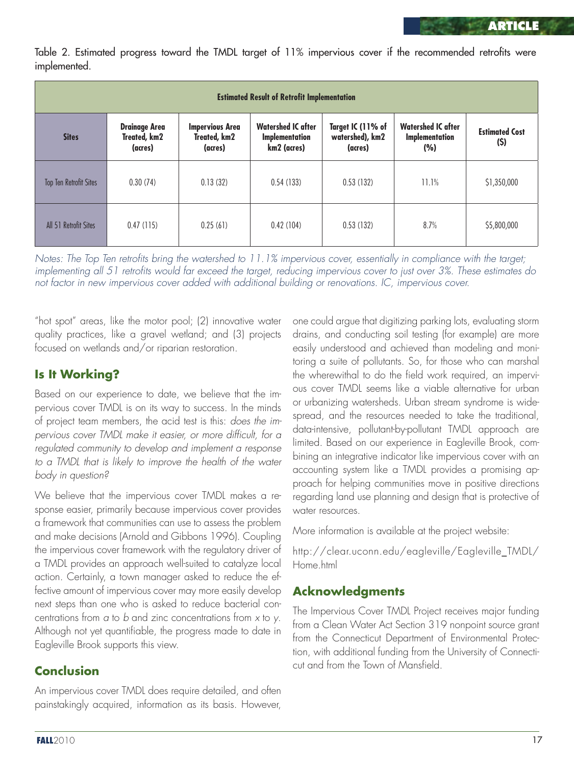Table 2. Estimated progress toward the TMDL target of 11% impervious cover if the recommended retrofits were implemented.

| Estimated Result of Retrofit Implementation | | | | | | |
|---|---|---|---|---|---|---|
| **Sites** | **Drainage Area Treated, km2 (acres)** | **Impervious Area Treated, km2 (acres)** | **Watershed IC after Implementation km2 (acres)** | **Target IC (11% of watershed), km2 (acres)** | **Watershed IC after Implementation (%)** | **Estimated Cost ($)** |
| Top Ten Retrofit Sites | 0.30 (74) | 0.13 (32) | 0.54 (133) | 0.53 (132) | 11.1% | $1,350,000 |
| All 51 Retrofit Sites | 0.47 (115) | 0.25 (61) | 0.42 (104) | 0.53 (132) | 8.7% | $5,800,000 |

*Notes: The Top Ten retrofits bring the watershed to 11.1% impervious cover, essentially in compliance with the target; implementing all 51 retrofits would far exceed the target, reducing impervious cover to just over 3%. These estimates do not factor in new impervious cover added with additional building or renovations. IC, impervious cover.*

"hot spot" areas, like the motor pool; (2) innovative water quality practices, like a gravel wetland; and (3) projects focused on wetlands and/or riparian restoration.

## Is It Working?

Based on our experience to date, we believe that the impervious cover TMDL is on its way to success. In the minds of project team members, the acid test is this: *does the impervious cover TMDL make it easier, or more difficult, for a regulated community to develop and implement a response to a TMDL that is likely to improve the health of the water body in question?*

We believe that the impervious cover TMDL makes a response easier, primarily because impervious cover provides a framework that communities can use to assess the problem and make decisions (Arnold and Gibbons 1996). Coupling the impervious cover framework with the regulatory driver of a TMDL provides an approach well-suited to catalyze local action. Certainly, a town manager asked to reduce the effective amount of impervious cover may more easily develop next steps than one who is asked to reduce bacterial concentrations from *a* to *b* and zinc concentrations from *x* to *y*. Although not yet quantifiable, the progress made to date in Eagleville Brook supports this view.

## Conclusion

An impervious cover TMDL does require detailed, and often painstakingly acquired, information as its basis. However, one could argue that digitizing parking lots, evaluating storm drains, and conducting soil testing (for example) are more easily understood and achieved than modeling and monitoring a suite of pollutants. So, for those who can marshal the wherewithal to do the field work required, an impervious cover TMDL seems like a viable alternative for urban or urbanizing watersheds. Urban stream syndrome is widespread, and the resources needed to take the traditional, data-intensive, pollutant-by-pollutant TMDL approach are limited. Based on our experience in Eagleville Brook, combining an integrative indicator like impervious cover with an accounting system like a TMDL provides a promising approach for helping communities move in positive directions regarding land use planning and design that is protective of water resources.

More information is available at the project website:

http://clear.uconn.edu/eagleville/Eagleville_TMDL/Home.html

## Acknowledgments

The Impervious Cover TMDL Project receives major funding from a Clean Water Act Section 319 nonpoint source grant from the Connecticut Department of Environmental Protection, with additional funding from the University of Connecticut and from the Town of Mansfield.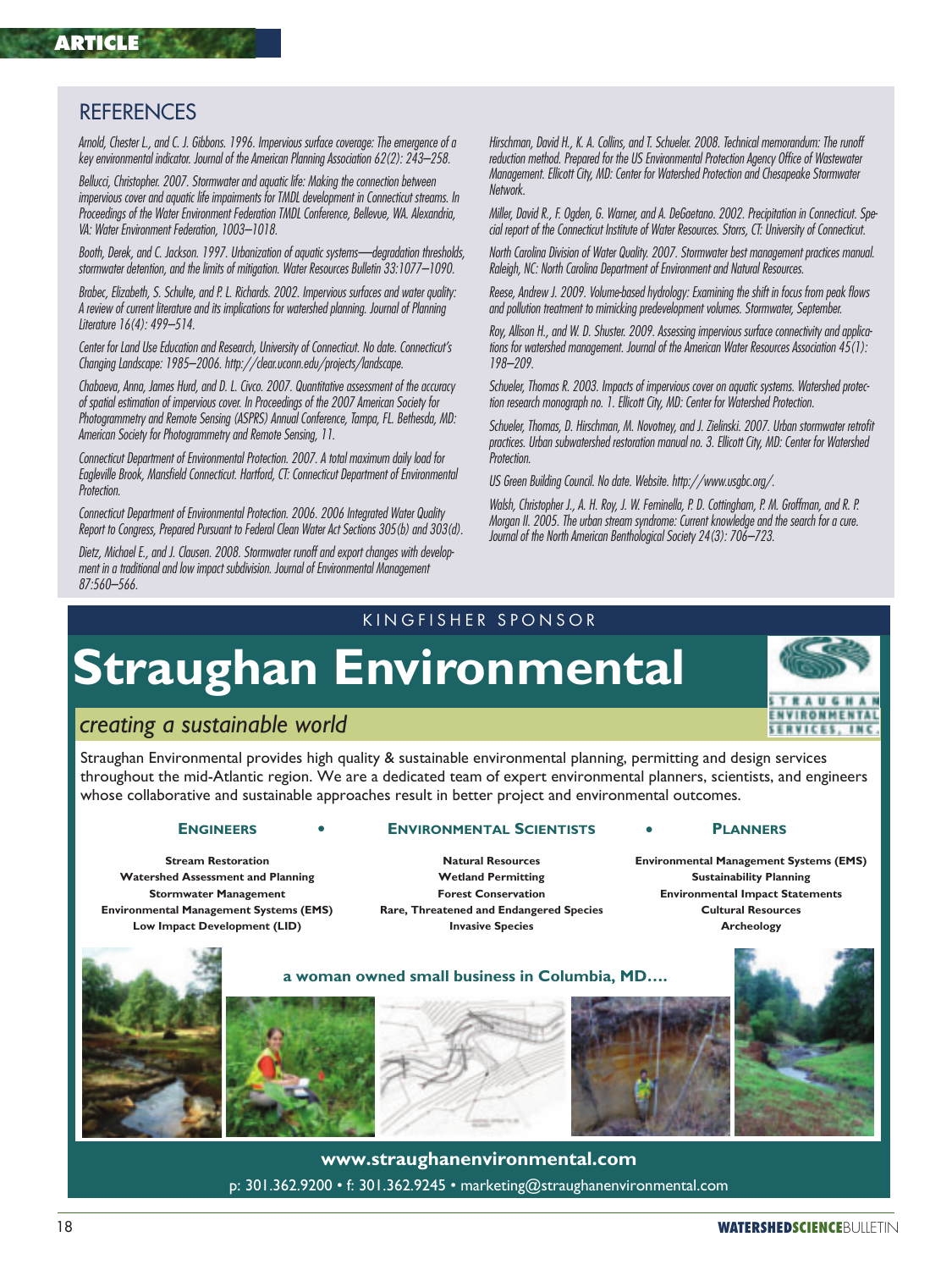## REFERENCES

*Arnold, Chester L., and C. J. Gibbons. 1996. Impervious surface coverage: The emergence of a key environmental indicator. Journal of the American Planning Association 62(2): 243–258.*

*Bellucci, Christopher. 2007. Stormwater and aquatic life: Making the connection between impervious cover and aquatic life impairments for TMDL development in Connecticut streams. In Proceedings of the Water Environment Federation TMDL Conference, Bellevue, WA. Alexandria, VA: Water Environment Federation, 1003–1018.*

*Booth, Derek, and C. Jackson. 1997. Urbanization of aquatic systems—degradation thresholds, stormwater detention, and the limits of mitigation. Water Resources Bulletin 33:1077–1090.*

*Brabec, Elizabeth, S. Schulte, and P. L. Richards. 2002. Impervious surfaces and water quality: A review of current literature and its implications for watershed planning. Journal of Planning Literature 16(4): 499–514.*

*Center for Land Use Education and Research, University of Connecticut. No date. Connecticut's Changing Landscape: 1985–2006. http://clear.uconn.edu/projects/landscape.*

*Chabaeva, Anna, James Hurd, and D. L. Civco. 2007. Quantitative assessment of the accuracy of spatial estimation of impervious cover. In Proceedings of the 2007 American Society for Photogrammetry and Remote Sensing (ASPRS) Annual Conference, Tampa, FL. Bethesda, MD: American Society for Photogrammetry and Remote Sensing, 11.*

*Connecticut Department of Environmental Protection. 2007. A total maximum daily load for Eagleville Brook, Mansfield Connecticut. Hartford, CT: Connecticut Department of Environmental Protection.*

*Connecticut Department of Environmental Protection. 2006. 2006 Integrated Water Quality Report to Congress, Prepared Pursuant to Federal Clean Water Act Sections 305(b) and 303(d).*

*Dietz, Michael E., and J. Clausen. 2008. Stormwater runoff and export changes with development in a traditional and low impact subdivision. Journal of Environmental Management 87:560–566.*

*Hirschman, David H., K. A. Collins, and T. Schueler. 2008. Technical memorandum: The runoff reduction method. Prepared for the US Environmental Protection Agency Office of Wastewater Management. Ellicott City, MD: Center for Watershed Protection and Chesapeake Stormwater Network.*

*Miller, David R., F. Ogden, G. Warner, and A. DeGaetano. 2002. Precipitation in Connecticut. Special report of the Connecticut Institute of Water Resources. Storrs, CT: University of Connecticut.*

*North Carolina Division of Water Quality. 2007. Stormwater best management practices manual. Raleigh, NC: North Carolina Department of Environment and Natural Resources.*

*Reese, Andrew J. 2009. Volume-based hydrology: Examining the shift in focus from peak flows and pollution treatment to mimicking predevelopment volumes. Stormwater, September.*

*Roy, Allison H., and W. D. Shuster. 2009. Assessing impervious surface connectivity and applications for watershed management. Journal of the American Water Resources Association 45(1): 198–209.*

*Schueler, Thomas R. 2003. Impacts of impervious cover on aquatic systems. Watershed protection research monograph no. 1. Ellicott City, MD: Center for Watershed Protection.*

*Schueler, Thomas, D. Hirschman, M. Novotney, and J. Zielinski. 2007. Urban stormwater retrofit practices. Urban subwatershed restoration manual no. 3. Ellicott City, MD: Center for Watershed Protection.*

*US Green Building Council. No date. Website. http://www.usgbc.org/.*

*Walsh, Christopher J., A. H. Roy, J. W. Feminella, P. D. Cottingham, P. M. Groffman, and R. P. Morgan II. 2005. The urban stream syndrome: Current knowledge and the search for a cure. Journal of the North American Benthological Society 24(3): 706–723.*

---

KINGFISHER SPONSOR

# Straughan Environmental

*creating a sustainable world*

Straughan Environmental provides high quality & sustainable environmental planning, permitting and design services throughout the mid-Atlantic region. We are a dedicated team of expert environmental planners, scientists, and engineers whose collaborative and sustainable approaches result in better project and environmental outcomes.

**ENGINEERS**

- Stream Restoration
- Watershed Assessment and Planning
- Stormwater Management
- Environmental Management Systems (EMS)
- Low Impact Development (LID)

**ENVIRONMENTAL SCIENTISTS**

- Natural Resources
- Wetland Permitting
- Forest Conservation
- Rare, Threatened and Endangered Species
- Invasive Species

**PLANNERS**

- Environmental Management Systems (EMS)
- Sustainability Planning
- Environmental Impact Statements
- Cultural Resources
- Archeology

**a woman owned small business in Columbia, MD….**

**www.straughanenvironmental.com**

p: 301.362.9200 • f: 301.362.9245 • marketing@straughanenvironmental.com